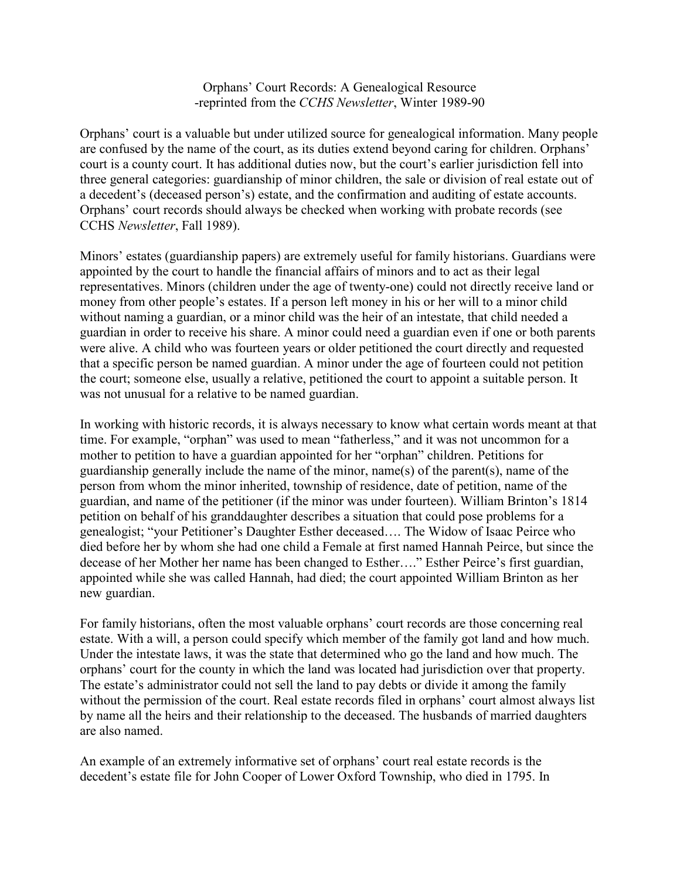# Orphans' Court Records: A Genealogical Resource

-reprinted from the *CCHS Newsletter*, Winter 1989-90

Orphans' court is a valuable but under utilized source for genealogical information. Many people are confused by the name of the court, as its duties extend beyond caring for children. Orphans' court is a county court. It has additional duties now, but the court's earlier jurisdiction fell into three general categories: guardianship of minor children, the sale or division of real estate out of a decedent's (deceased person's) estate, and the confirmation and auditing of estate accounts. Orphans' court records should always be checked when working with probate records (see CCHS *Newsletter*, Fall 1989).

Minors' estates (guardianship papers) are extremely useful for family historians. Guardians were appointed by the court to handle the financial affairs of minors and to act as their legal representatives. Minors (children under the age of twenty-one) could not directly receive land or money from other people's estates. If a person left money in his or her will to a minor child without naming a guardian, or a minor child was the heir of an intestate, that child needed a guardian in order to receive his share. A minor could need a guardian even if one or both parents were alive. A child who was fourteen years or older petitioned the court directly and requested that a specific person be named guardian. A minor under the age of fourteen could not petition the court; someone else, usually a relative, petitioned the court to appoint a suitable person. It was not unusual for a relative to be named guardian.

In working with historic records, it is always necessary to know what certain words meant at that time. For example, "orphan" was used to mean "fatherless," and it was not uncommon for a mother to petition to have a guardian appointed for her "orphan" children. Petitions for guardianship generally include the name of the minor, name(s) of the parent(s), name of the person from whom the minor inherited, township of residence, date of petition, name of the guardian, and name of the petitioner (if the minor was under fourteen). William Brinton's 1814 petition on behalf of his granddaughter describes a situation that could pose problems for a genealogist; "your Petitioner's Daughter Esther deceased…. The Widow of Isaac Peirce who died before her by whom she had one child a Female at first named Hannah Peirce, but since the decease of her Mother her name has been changed to Esther…." Esther Peirce's first guardian, appointed while she was called Hannah, had died; the court appointed William Brinton as her new guardian.

For family historians, often the most valuable orphans' court records are those concerning real estate. With a will, a person could specify which member of the family got land and how much. Under the intestate laws, it was the state that determined who go the land and how much. The orphans' court for the county in which the land was located had jurisdiction over that property. The estate's administrator could not sell the land to pay debts or divide it among the family without the permission of the court. Real estate records filed in orphans' court almost always list by name all the heirs and their relationship to the deceased. The husbands of married daughters are also named.

An example of an extremely informative set of orphans' court real estate records is the decedent's estate file for John Cooper of Lower Oxford Township, who died in 1795. In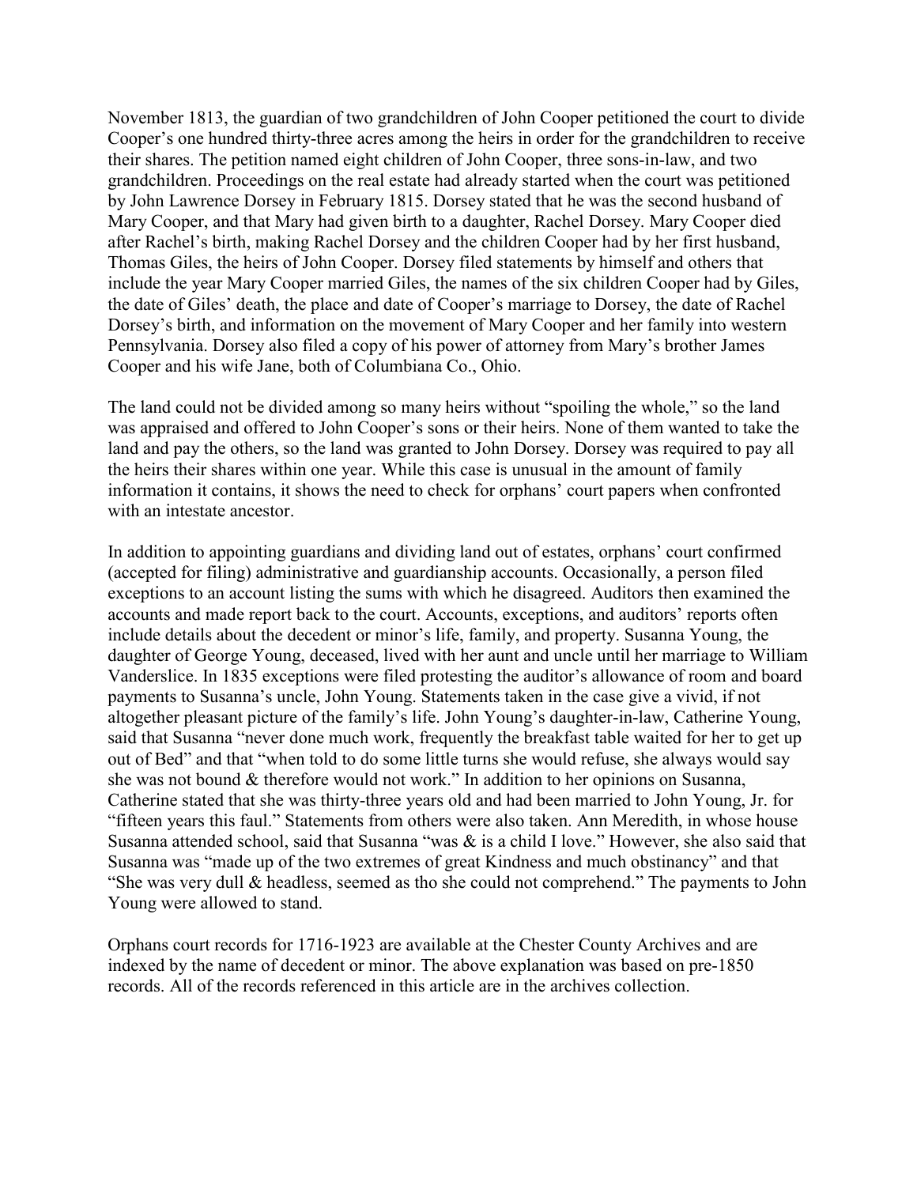November 1813, the guardian of two grandchildren of John Cooper petitioned the court to divide Cooper's one hundred thirty-three acres among the heirs in order for the grandchildren to receive their shares. The petition named eight children of John Cooper, three sons-in-law, and two grandchildren. Proceedings on the real estate had already started when the court was petitioned by John Lawrence Dorsey in February 1815. Dorsey stated that he was the second husband of Mary Cooper, and that Mary had given birth to a daughter, Rachel Dorsey. Mary Cooper died after Rachel's birth, making Rachel Dorsey and the children Cooper had by her first husband, Thomas Giles, the heirs of John Cooper. Dorsey filed statements by himself and others that include the year Mary Cooper married Giles, the names of the six children Cooper had by Giles, the date of Giles' death, the place and date of Cooper's marriage to Dorsey, the date of Rachel Dorsey's birth, and information on the movement of Mary Cooper and her family into western Pennsylvania. Dorsey also filed a copy of his power of attorney from Mary's brother James Cooper and his wife Jane, both of Columbiana Co., Ohio.

The land could not be divided among so many heirs without "spoiling the whole," so the land was appraised and offered to John Cooper's sons or their heirs. None of them wanted to take the land and pay the others, so the land was granted to John Dorsey. Dorsey was required to pay all the heirs their shares within one year. While this case is unusual in the amount of family information it contains, it shows the need to check for orphans' court papers when confronted with an intestate ancestor.

In addition to appointing guardians and dividing land out of estates, orphans' court confirmed (accepted for filing) administrative and guardianship accounts. Occasionally, a person filed exceptions to an account listing the sums with which he disagreed. Auditors then examined the accounts and made report back to the court. Accounts, exceptions, and auditors' reports often include details about the decedent or minor's life, family, and property. Susanna Young, the daughter of George Young, deceased, lived with her aunt and uncle until her marriage to William Vanderslice. In 1835 exceptions were filed protesting the auditor's allowance of room and board payments to Susanna's uncle, John Young. Statements taken in the case give a vivid, if not altogether pleasant picture of the family's life. John Young's daughter-in-law, Catherine Young, said that Susanna "never done much work, frequently the breakfast table waited for her to get up out of Bed" and that "when told to do some little turns she would refuse, she always would say she was not bound & therefore would not work." In addition to her opinions on Susanna, Catherine stated that she was thirty-three years old and had been married to John Young, Jr. for "fifteen years this faul." Statements from others were also taken. Ann Meredith, in whose house Susanna attended school, said that Susanna "was & is a child I love." However, she also said that Susanna was "made up of the two extremes of great Kindness and much obstinancy" and that "She was very dull & headless, seemed as tho she could not comprehend." The payments to John Young were allowed to stand.

Orphans court records for 1716-1923 are available at the Chester County Archives and are indexed by the name of decedent or minor. The above explanation was based on pre-1850 records. All of the records referenced in this article are in the archives collection.